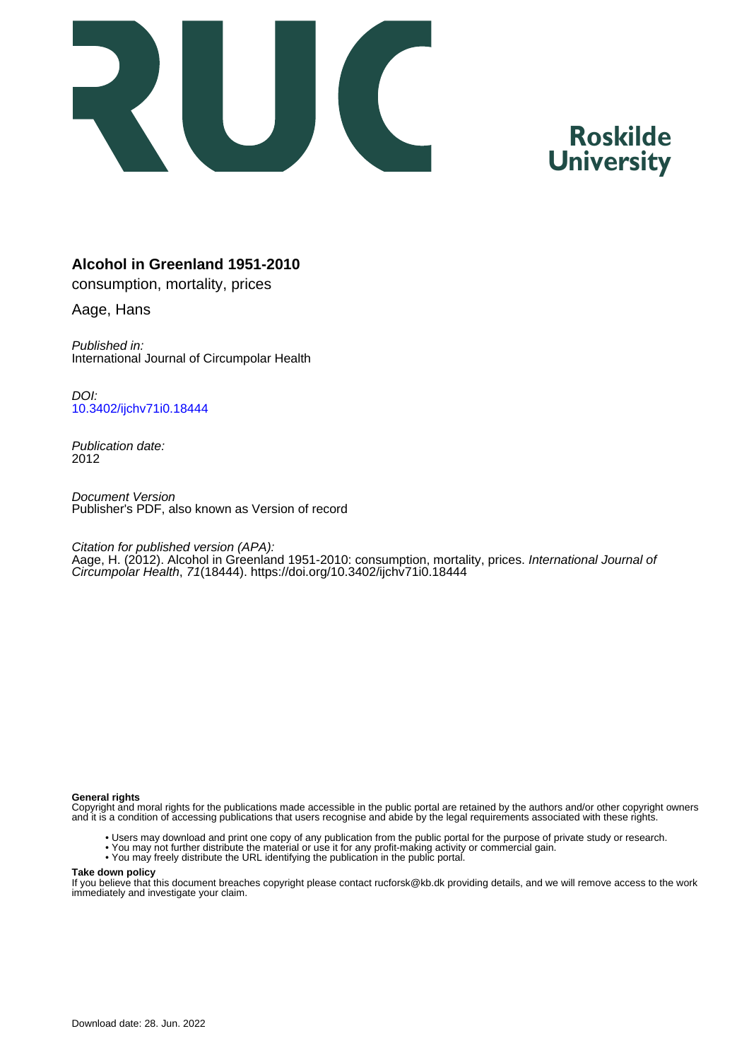# Alcohol in Greenland 1951-2010

consumption, mortality, prices

Aage, Hans

*Published in:*
International Journal of Circumpolar Health

*DOI:*
10.3402/ijchv71i0.18444

*Publication date:*
2012

*Document Version*
Publisher's PDF, also known as Version of record

*Citation for published version (APA):*
Aage, H. (2012). Alcohol in Greenland 1951-2010: consumption, mortality, prices. *International Journal of Circumpolar Health*, *71*(18444). https://doi.org/10.3402/ijchv71i0.18444

**General rights**
Copyright and moral rights for the publications made accessible in the public portal are retained by the authors and/or other copyright owners and it is a condition of accessing publications that users recognise and abide by the legal requirements associated with these rights.

- Users may download and print one copy of any publication from the public portal for the purpose of private study or research.
- You may not further distribute the material or use it for any profit-making activity or commercial gain.
- You may freely distribute the URL identifying the publication in the public portal.

**Take down policy**
If you believe that this document breaches copyright please contact rucforsk@kb.dk providing details, and we will remove access to the work immediately and investigate your claim.

Download date: 28. Jun. 2022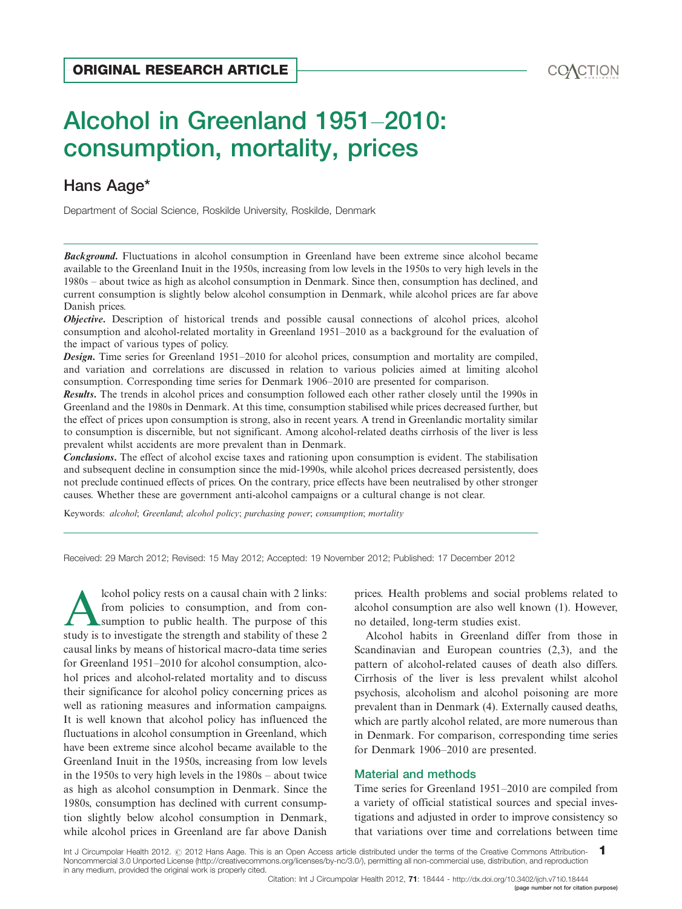ORIGINAL RESEARCH ARTICLE

# Alcohol in Greenland 1951–2010: consumption, mortality, prices

## Hans Aage*

Department of Social Science, Roskilde University, Roskilde, Denmark

***Background***. Fluctuations in alcohol consumption in Greenland have been extreme since alcohol became available to the Greenland Inuit in the 1950s, increasing from low levels in the 1950s to very high levels in the 1980s – about twice as high as alcohol consumption in Denmark. Since then, consumption has declined, and current consumption is slightly below alcohol consumption in Denmark, while alcohol prices are far above Danish prices.

***Objective***. Description of historical trends and possible causal connections of alcohol prices, alcohol consumption and alcohol-related mortality in Greenland 1951–2010 as a background for the evaluation of the impact of various types of policy.

***Design***. Time series for Greenland 1951–2010 for alcohol prices, consumption and mortality are compiled, and variation and correlations are discussed in relation to various policies aimed at limiting alcohol consumption. Corresponding time series for Denmark 1906–2010 are presented for comparison.

***Results***. The trends in alcohol prices and consumption followed each other rather closely until the 1990s in Greenland and the 1980s in Denmark. At this time, consumption stabilised while prices decreased further, but the effect of prices upon consumption is strong, also in recent years. A trend in Greenlandic mortality similar to consumption is discernible, but not significant. Among alcohol-related deaths cirrhosis of the liver is less prevalent whilst accidents are more prevalent than in Denmark.

***Conclusions***. The effect of alcohol excise taxes and rationing upon consumption is evident. The stabilisation and subsequent decline in consumption since the mid-1990s, while alcohol prices decreased persistently, does not preclude continued effects of prices. On the contrary, price effects have been neutralised by other stronger causes. Whether these are government anti-alcohol campaigns or a cultural change is not clear.

Keywords: *alcohol*; *Greenland*; *alcohol policy*; *purchasing power*; *consumption*; *mortality*

Received: 29 March 2012; Revised: 15 May 2012; Accepted: 19 November 2012; Published: 17 December 2012

Alcohol policy rests on a causal chain with 2 links: from policies to consumption, and from consumption to public health. The purpose of this study is to investigate the strength and stability of these 2 causal links by means of historical macro-data time series for Greenland 1951–2010 for alcohol consumption, alcohol prices and alcohol-related mortality and to discuss their significance for alcohol policy concerning prices as well as rationing measures and information campaigns. It is well known that alcohol policy has influenced the fluctuations in alcohol consumption in Greenland, which have been extreme since alcohol became available to the Greenland Inuit in the 1950s, increasing from low levels in the 1950s to very high levels in the 1980s – about twice as high as alcohol consumption in Denmark. Since the 1980s, consumption has declined with current consumption slightly below alcohol consumption in Denmark, while alcohol prices in Greenland are far above Danish prices. Health problems and social problems related to alcohol consumption are also well known (1). However, no detailed, long-term studies exist.

Alcohol habits in Greenland differ from those in Scandinavian and European countries (2,3), and the pattern of alcohol-related causes of death also differs. Cirrhosis of the liver is less prevalent whilst alcohol psychosis, alcoholism and alcohol poisoning are more prevalent than in Denmark (4). Externally caused deaths, which are partly alcohol related, are more numerous than in Denmark. For comparison, corresponding time series for Denmark 1906–2010 are presented.

## Material and methods

Time series for Greenland 1951–2010 are compiled from a variety of official statistical sources and special investigations and adjusted in order to improve consistency so that variations over time and correlations between time

Int J Circumpolar Health 2012. © 2012 Hans Aage. This is an Open Access article distributed under the terms of the Creative Commons Attribution-Noncommercial 3.0 Unported License (http://creativecommons.org/licenses/by-nc/3.0/), permitting all non-commercial use, distribution, and reproduction in any medium, provided the original work is properly cited.

Citation: Int J Circumpolar Health 2012, **71**: 18444 - http://dx.doi.org/10.3402/ijch.v71i0.18444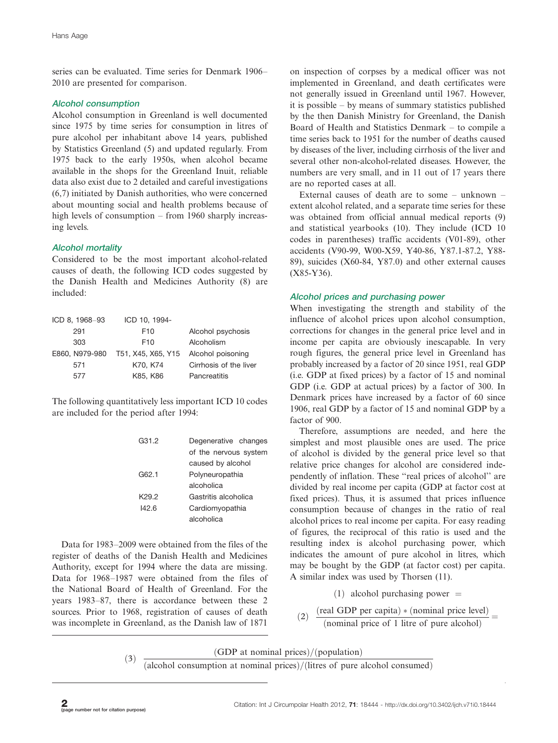series can be evaluated. Time series for Denmark 1906–2010 are presented for comparison.

### Alcohol consumption

Alcohol consumption in Greenland is well documented since 1975 by time series for consumption in litres of pure alcohol per inhabitant above 14 years, published by Statistics Greenland (5) and updated regularly. From 1975 back to the early 1950s, when alcohol became available in the shops for the Greenland Inuit, reliable data also exist due to 2 detailed and careful investigations (6,7) initiated by Danish authorities, who were concerned about mounting social and health problems because of high levels of consumption – from 1960 sharply increasing levels.

### Alcohol mortality

Considered to be the most important alcohol-related causes of death, the following ICD codes suggested by the Danish Health and Medicines Authority (8) are included:

| ICD 8, 1968–93 | ICD 10, 1994- | |
|---|---|---|
| 291 | F10 | Alcohol psychosis |
| 303 | F10 | Alcoholism |
| E860, N979-980 | T51, X45, X65, Y15 | Alcohol poisoning |
| 571 | K70, K74 | Cirrhosis of the liver |
| 577 | K85, K86 | Pancreatitis |

The following quantitatively less important ICD 10 codes are included for the period after 1994:

| | |
|---|---|
| G31.2 | Degenerative changes of the nervous system caused by alcohol |
| G62.1 | Polyneuropathia alcoholica |
| K29.2 | Gastritis alcoholica |
| I42.6 | Cardiomyopathia alcoholica |

Data for 1983–2009 were obtained from the files of the register of deaths of the Danish Health and Medicines Authority, except for 1994 where the data are missing. Data for 1968–1987 were obtained from the files of the National Board of Health of Greenland. For the years 1983–87, there is accordance between these 2 sources. Prior to 1968, registration of causes of death was incomplete in Greenland, as the Danish law of 1871 on inspection of corpses by a medical officer was not implemented in Greenland, and death certificates were not generally issued in Greenland until 1967. However, it is possible – by means of summary statistics published by the then Danish Ministry for Greenland, the Danish Board of Health and Statistics Denmark – to compile a time series back to 1951 for the number of deaths caused by diseases of the liver, including cirrhosis of the liver and several other non-alcohol-related diseases. However, the numbers are very small, and in 11 out of 17 years there are no reported cases at all.

External causes of death are to some – unknown – extent alcohol related, and a separate time series for these was obtained from official annual medical reports (9) and statistical yearbooks (10). They include (ICD 10 codes in parentheses) traffic accidents (V01-89), other accidents (V90-99, W00-X59, Y40-86, Y87.1-87.2, Y88-89), suicides (X60-84, Y87.0) and other external causes (X85-Y36).

### Alcohol prices and purchasing power

When investigating the strength and stability of the influence of alcohol prices upon alcohol consumption, corrections for changes in the general price level and in income per capita are obviously inescapable. In very rough figures, the general price level in Greenland has probably increased by a factor of 20 since 1951, real GDP (i.e. GDP at fixed prices) by a factor of 15 and nominal GDP (i.e. GDP at actual prices) by a factor of 300. In Denmark prices have increased by a factor of 60 since 1906, real GDP by a factor of 15 and nominal GDP by a factor of 900.

Therefore, assumptions are needed, and here the simplest and most plausible ones are used. The price of alcohol is divided by the general price level so that relative price changes for alcohol are considered independently of inflation. These "real prices of alcohol" are divided by real income per capita (GDP at factor cost at fixed prices). Thus, it is assumed that prices influence consumption because of changes in the ratio of real alcohol prices to real income per capita. For easy reading of figures, the reciprocal of this ratio is used and the resulting index is alcohol purchasing power, which indicates the amount of pure alcohol in litres, which may be bought by the GDP (at factor cost) per capita. A similar index was used by Thorsen (11).

$$(1)\ \text{alcohol purchasing power} =$$

$$(2)\ \frac{(\text{real GDP per capita}) * (\text{nominal price level})}{(\text{nominal price of 1 litre of pure alcohol})} =$$

$$(3)\ \frac{(\text{GDP at nominal prices})/(\text{population})}{(\text{alcohol consumption at nominal prices})/(\text{litres of pure alcohol consumed})}$$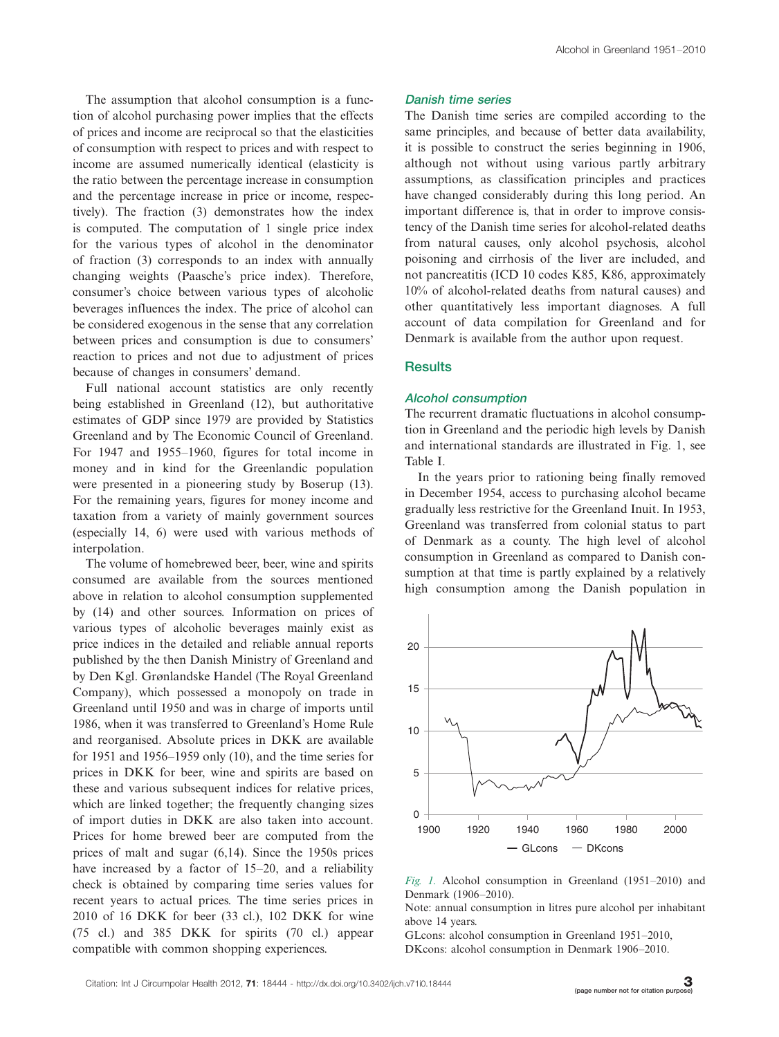The assumption that alcohol consumption is a function of alcohol purchasing power implies that the effects of prices and income are reciprocal so that the elasticities of consumption with respect to prices and with respect to income are assumed numerically identical (elasticity is the ratio between the percentage increase in consumption and the percentage increase in price or income, respectively). The fraction (3) demonstrates how the index is computed. The computation of 1 single price index for the various types of alcohol in the denominator of fraction (3) corresponds to an index with annually changing weights (Paasche's price index). Therefore, consumer's choice between various types of alcoholic beverages influences the index. The price of alcohol can be considered exogenous in the sense that any correlation between prices and consumption is due to consumers' reaction to prices and not due to adjustment of prices because of changes in consumers' demand.

Full national account statistics are only recently being established in Greenland (12), but authoritative estimates of GDP since 1979 are provided by Statistics Greenland and by The Economic Council of Greenland. For 1947 and 1955–1960, figures for total income in money and in kind for the Greenlandic population were presented in a pioneering study by Boserup (13). For the remaining years, figures for money income and taxation from a variety of mainly government sources (especially 14, 6) were used with various methods of interpolation.

The volume of homebrewed beer, beer, wine and spirits consumed are available from the sources mentioned above in relation to alcohol consumption supplemented by (14) and other sources. Information on prices of various types of alcoholic beverages mainly exist as price indices in the detailed and reliable annual reports published by the then Danish Ministry of Greenland and by Den Kgl. Grønlandske Handel (The Royal Greenland Company), which possessed a monopoly on trade in Greenland until 1950 and was in charge of imports until 1986, when it was transferred to Greenland's Home Rule and reorganised. Absolute prices in DKK are available for 1951 and 1956–1959 only (10), and the time series for prices in DKK for beer, wine and spirits are based on these and various subsequent indices for relative prices, which are linked together; the frequently changing sizes of import duties in DKK are also taken into account. Prices for home brewed beer are computed from the prices of malt and sugar (6,14). Since the 1950s prices have increased by a factor of 15–20, and a reliability check is obtained by comparing time series values for recent years to actual prices. The time series prices in 2010 of 16 DKK for beer (33 cl.), 102 DKK for wine (75 cl.) and 385 DKK for spirits (70 cl.) appear compatible with common shopping experiences.

### *Danish time series*

The Danish time series are compiled according to the same principles, and because of better data availability, it is possible to construct the series beginning in 1906, although not without using various partly arbitrary assumptions, as classification principles and practices have changed considerably during this long period. An important difference is, that in order to improve consistency of the Danish time series for alcohol-related deaths from natural causes, only alcohol psychosis, alcohol poisoning and cirrhosis of the liver are included, and not pancreatitis (ICD 10 codes K85, K86, approximately 10% of alcohol-related deaths from natural causes) and other quantitatively less important diagnoses. A full account of data compilation for Greenland and for Denmark is available from the author upon request.

## Results

### *Alcohol consumption*

The recurrent dramatic fluctuations in alcohol consumption in Greenland and the periodic high levels by Danish and international standards are illustrated in Fig. 1, see Table I.

In the years prior to rationing being finally removed in December 1954, access to purchasing alcohol became gradually less restrictive for the Greenland Inuit. In 1953, Greenland was transferred from colonial status to part of Denmark as a county. The high level of alcohol consumption in Greenland as compared to Danish consumption at that time is partly explained by a relatively high consumption among the Danish population in

*Fig. 1.* Alcohol consumption in Greenland (1951–2010) and Denmark (1906–2010).

Note: annual consumption in litres pure alcohol per inhabitant above 14 years.

GLcons: alcohol consumption in Greenland 1951–2010,
DKcons: alcohol consumption in Denmark 1906–2010.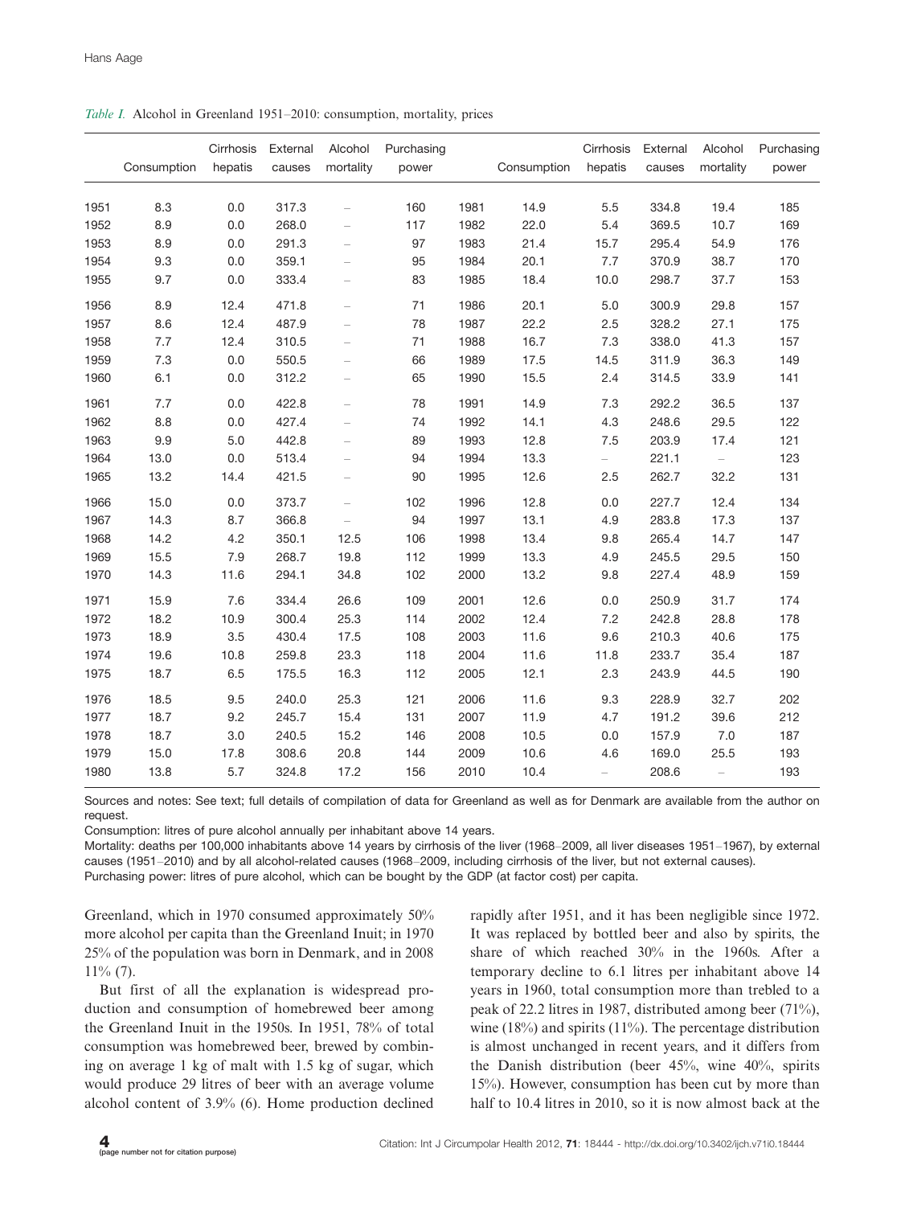*Table I.* Alcohol in Greenland 1951–2010: consumption, mortality, prices

| | Consumption | Cirrhosis hepatis | External causes | Alcohol mortality | Purchasing power | | Consumption | Cirrhosis hepatis | External causes | Alcohol mortality | Purchasing power |
|---|---|---|---|---|---|---|---|---|---|---|---|
| 1951 | 8.3 | 0.0 | 317.3 | – | 160 | 1981 | 14.9 | 5.5 | 334.8 | 19.4 | 185 |
| 1952 | 8.9 | 0.0 | 268.0 | – | 117 | 1982 | 22.0 | 5.4 | 369.5 | 10.7 | 169 |
| 1953 | 8.9 | 0.0 | 291.3 | – | 97 | 1983 | 21.4 | 15.7 | 295.4 | 54.9 | 176 |
| 1954 | 9.3 | 0.0 | 359.1 | – | 95 | 1984 | 20.1 | 7.7 | 370.9 | 38.7 | 170 |
| 1955 | 9.7 | 0.0 | 333.4 | – | 83 | 1985 | 18.4 | 10.0 | 298.7 | 37.7 | 153 |
| 1956 | 8.9 | 12.4 | 471.8 | – | 71 | 1986 | 20.1 | 5.0 | 300.9 | 29.8 | 157 |
| 1957 | 8.6 | 12.4 | 487.9 | – | 78 | 1987 | 22.2 | 2.5 | 328.2 | 27.1 | 175 |
| 1958 | 7.7 | 12.4 | 310.5 | – | 71 | 1988 | 16.7 | 7.3 | 338.0 | 41.3 | 157 |
| 1959 | 7.3 | 0.0 | 550.5 | – | 66 | 1989 | 17.5 | 14.5 | 311.9 | 36.3 | 149 |
| 1960 | 6.1 | 0.0 | 312.2 | – | 65 | 1990 | 15.5 | 2.4 | 314.5 | 33.9 | 141 |
| 1961 | 7.7 | 0.0 | 422.8 | – | 78 | 1991 | 14.9 | 7.3 | 292.2 | 36.5 | 137 |
| 1962 | 8.8 | 0.0 | 427.4 | – | 74 | 1992 | 14.1 | 4.3 | 248.6 | 29.5 | 122 |
| 1963 | 9.9 | 5.0 | 442.8 | – | 89 | 1993 | 12.8 | 7.5 | 203.9 | 17.4 | 121 |
| 1964 | 13.0 | 0.0 | 513.4 | – | 94 | 1994 | 13.3 | – | 221.1 | – | 123 |
| 1965 | 13.2 | 14.4 | 421.5 | – | 90 | 1995 | 12.6 | 2.5 | 262.7 | 32.2 | 131 |
| 1966 | 15.0 | 0.0 | 373.7 | – | 102 | 1996 | 12.8 | 0.0 | 227.7 | 12.4 | 134 |
| 1967 | 14.3 | 8.7 | 366.8 | – | 94 | 1997 | 13.1 | 4.9 | 283.8 | 17.3 | 137 |
| 1968 | 14.2 | 4.2 | 350.1 | 12.5 | 106 | 1998 | 13.4 | 9.8 | 265.4 | 14.7 | 147 |
| 1969 | 15.5 | 7.9 | 268.7 | 19.8 | 112 | 1999 | 13.3 | 4.9 | 245.5 | 29.5 | 150 |
| 1970 | 14.3 | 11.6 | 294.1 | 34.8 | 102 | 2000 | 13.2 | 9.8 | 227.4 | 48.9 | 159 |
| 1971 | 15.9 | 7.6 | 334.4 | 26.6 | 109 | 2001 | 12.6 | 0.0 | 250.9 | 31.7 | 174 |
| 1972 | 18.2 | 10.9 | 300.4 | 25.3 | 114 | 2002 | 12.4 | 7.2 | 242.8 | 28.8 | 178 |
| 1973 | 18.9 | 3.5 | 430.4 | 17.5 | 108 | 2003 | 11.6 | 9.6 | 210.3 | 40.6 | 175 |
| 1974 | 19.6 | 10.8 | 259.8 | 23.3 | 118 | 2004 | 11.6 | 11.8 | 233.7 | 35.4 | 187 |
| 1975 | 18.7 | 6.5 | 175.5 | 16.3 | 112 | 2005 | 12.1 | 2.3 | 243.9 | 44.5 | 190 |
| 1976 | 18.5 | 9.5 | 240.0 | 25.3 | 121 | 2006 | 11.6 | 9.3 | 228.9 | 32.7 | 202 |
| 1977 | 18.7 | 9.2 | 245.7 | 15.4 | 131 | 2007 | 11.9 | 4.7 | 191.2 | 39.6 | 212 |
| 1978 | 18.7 | 3.0 | 240.5 | 15.2 | 146 | 2008 | 10.5 | 0.0 | 157.9 | 7.0 | 187 |
| 1979 | 15.0 | 17.8 | 308.6 | 20.8 | 144 | 2009 | 10.6 | 4.6 | 169.0 | 25.5 | 193 |
| 1980 | 13.8 | 5.7 | 324.8 | 17.2 | 156 | 2010 | 10.4 | – | 208.6 | – | 193 |

Sources and notes: See text; full details of compilation of data for Greenland as well as for Denmark are available from the author on request.

Consumption: litres of pure alcohol annually per inhabitant above 14 years.

Mortality: deaths per 100,000 inhabitants above 14 years by cirrhosis of the liver (1968–2009, all liver diseases 1951–1967), by external causes (1951–2010) and by all alcohol-related causes (1968–2009, including cirrhosis of the liver, but not external causes).

Purchasing power: litres of pure alcohol, which can be bought by the GDP (at factor cost) per capita.

Greenland, which in 1970 consumed approximately 50% more alcohol per capita than the Greenland Inuit; in 1970 25% of the population was born in Denmark, and in 2008 11% (7).

But first of all the explanation is widespread production and consumption of homebrewed beer among the Greenland Inuit in the 1950s. In 1951, 78% of total consumption was homebrewed beer, brewed by combining on average 1 kg of malt with 1.5 kg of sugar, which would produce 29 litres of beer with an average volume alcohol content of 3.9% (6). Home production declined rapidly after 1951, and it has been negligible since 1972. It was replaced by bottled beer and also by spirits, the share of which reached 30% in the 1960s. After a temporary decline to 6.1 litres per inhabitant above 14 years in 1960, total consumption more than trebled to a peak of 22.2 litres in 1987, distributed among beer (71%), wine (18%) and spirits (11%). The percentage distribution is almost unchanged in recent years, and it differs from the Danish distribution (beer 45%, wine 40%, spirits 15%). However, consumption has been cut by more than half to 10.4 litres in 2010, so it is now almost back at the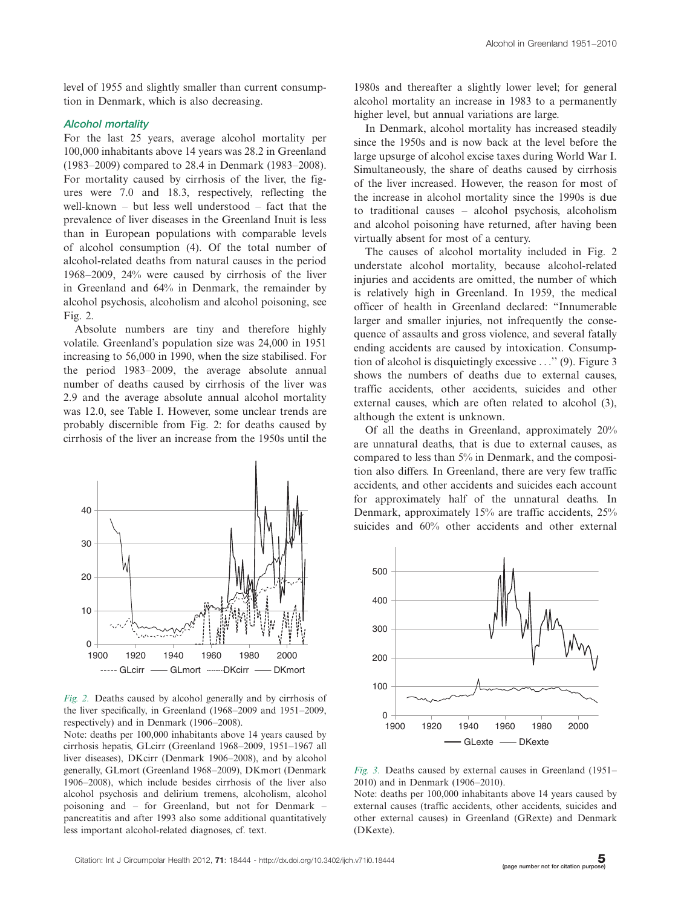level of 1955 and slightly smaller than current consumption in Denmark, which is also decreasing.

### *Alcohol mortality*

For the last 25 years, average alcohol mortality per 100,000 inhabitants above 14 years was 28.2 in Greenland (1983–2009) compared to 28.4 in Denmark (1983–2008). For mortality caused by cirrhosis of the liver, the figures were 7.0 and 18.3, respectively, reflecting the well-known – but less well understood – fact that the prevalence of liver diseases in the Greenland Inuit is less than in European populations with comparable levels of alcohol consumption (4). Of the total number of alcohol-related deaths from natural causes in the period 1968–2009, 24% were caused by cirrhosis of the liver in Greenland and 64% in Denmark, the remainder by alcohol psychosis, alcoholism and alcohol poisoning, see Fig. 2.

Absolute numbers are tiny and therefore highly volatile. Greenland's population size was 24,000 in 1951 increasing to 56,000 in 1990, when the size stabilised. For the period 1983–2009, the average absolute annual number of deaths caused by cirrhosis of the liver was 2.9 and the average absolute annual alcohol mortality was 12.0, see Table I. However, some unclear trends are probably discernible from Fig. 2: for deaths caused by cirrhosis of the liver an increase from the 1950s until the 1980s and thereafter a slightly lower level; for general alcohol mortality an increase in 1983 to a permanently higher level, but annual variations are large.

*Fig. 2.* Deaths caused by alcohol generally and by cirrhosis of the liver specifically, in Greenland (1968–2009 and 1951–2009, respectively) and in Denmark (1906–2008).
Note: deaths per 100,000 inhabitants above 14 years caused by cirrhosis hepatis, GLcirr (Greenland 1968–2009, 1951–1967 all liver diseases), DKcirr (Denmark 1906–2008), and by alcohol generally, GLmort (Greenland 1968–2009), DKmort (Denmark 1906–2008), which include besides cirrhosis of the liver also alcohol psychosis and delirium tremens, alcoholism, alcohol poisoning and – for Greenland, but not for Denmark – pancreatitis and after 1993 also some additional quantitatively less important alcohol-related diagnoses, cf. text.

In Denmark, alcohol mortality has increased steadily since the 1950s and is now back at the level before the large upsurge of alcohol excise taxes during World War I. Simultaneously, the share of deaths caused by cirrhosis of the liver increased. However, the reason for most of the increase in alcohol mortality since the 1990s is due to traditional causes – alcohol psychosis, alcoholism and alcohol poisoning have returned, after having been virtually absent for most of a century.

The causes of alcohol mortality included in Fig. 2 understate alcohol mortality, because alcohol-related injuries and accidents are omitted, the number of which is relatively high in Greenland. In 1959, the medical officer of health in Greenland declared: "Innumerable larger and smaller injuries, not infrequently the consequence of assaults and gross violence, and several fatally ending accidents are caused by intoxication. Consumption of alcohol is disquietingly excessive ..." (9). Figure 3 shows the numbers of deaths due to external causes, traffic accidents, other accidents, suicides and other external causes, which are often related to alcohol (3), although the extent is unknown.

Of all the deaths in Greenland, approximately 20% are unnatural deaths, that is due to external causes, as compared to less than 5% in Denmark, and the composition also differs. In Greenland, there are very few traffic accidents, and other accidents and suicides each account for approximately half of the unnatural deaths. In Denmark, approximately 15% are traffic accidents, 25% suicides and 60% other accidents and other external

*Fig. 3.* Deaths caused by external causes in Greenland (1951–2010) and in Denmark (1906–2010).
Note: deaths per 100,000 inhabitants above 14 years caused by external causes (traffic accidents, other accidents, suicides and other external causes) in Greenland (GRexte) and Denmark (DKexte).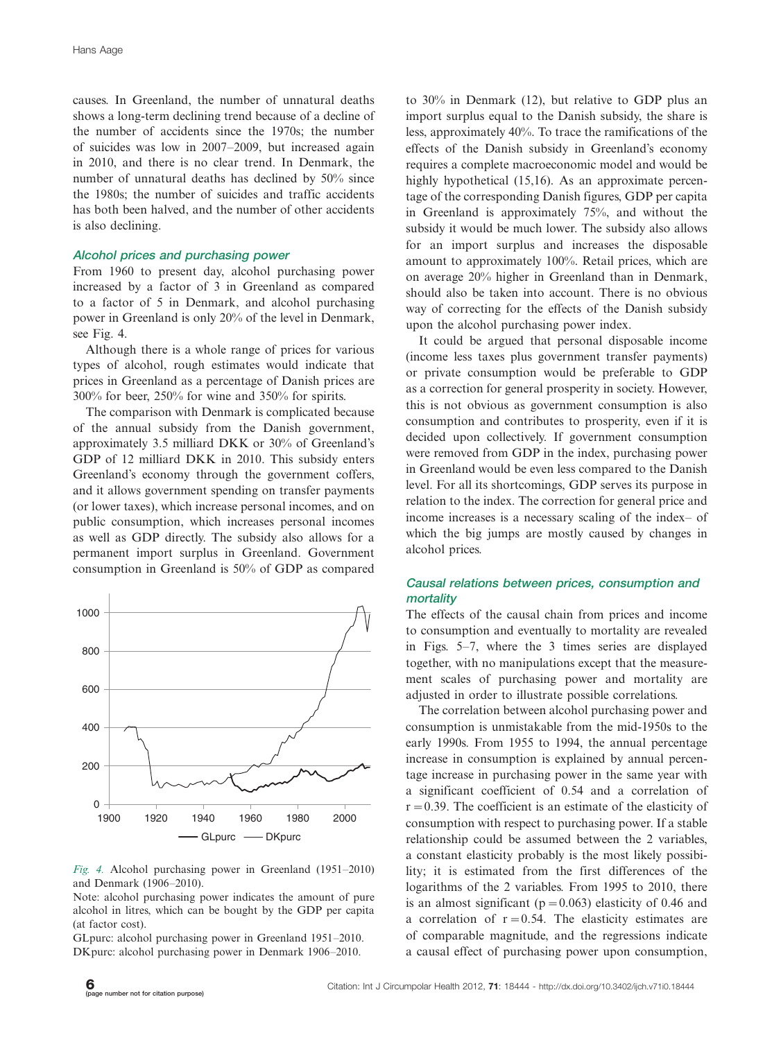causes. In Greenland, the number of unnatural deaths shows a long-term declining trend because of a decline of the number of accidents since the 1970s; the number of suicides was low in 2007–2009, but increased again in 2010, and there is no clear trend. In Denmark, the number of unnatural deaths has declined by 50% since the 1980s; the number of suicides and traffic accidents has both been halved, and the number of other accidents is also declining.

### Alcohol prices and purchasing power

From 1960 to present day, alcohol purchasing power increased by a factor of 3 in Greenland as compared to a factor of 5 in Denmark, and alcohol purchasing power in Greenland is only 20% of the level in Denmark, see Fig. 4.

Although there is a whole range of prices for various types of alcohol, rough estimates would indicate that prices in Greenland as a percentage of Danish prices are 300% for beer, 250% for wine and 350% for spirits.

The comparison with Denmark is complicated because of the annual subsidy from the Danish government, approximately 3.5 milliard DKK or 30% of Greenland's GDP of 12 milliard DKK in 2010. This subsidy enters Greenland's economy through the government coffers, and it allows government spending on transfer payments (or lower taxes), which increase personal incomes, and on public consumption, which increases personal incomes as well as GDP directly. The subsidy also allows for a permanent import surplus in Greenland. Government consumption in Greenland is 50% of GDP as compared to 30% in Denmark (12), but relative to GDP plus an import surplus equal to the Danish subsidy, the share is less, approximately 40%. To trace the ramifications of the effects of the Danish subsidy in Greenland's economy requires a complete macroeconomic model and would be highly hypothetical (15,16). As an approximate percentage of the corresponding Danish figures, GDP per capita in Greenland is approximately 75%, and without the subsidy it would be much lower. The subsidy also allows for an import surplus and increases the disposable amount to approximately 100%. Retail prices, which are on average 20% higher in Greenland than in Denmark, should also be taken into account. There is no obvious way of correcting for the effects of the Danish subsidy upon the alcohol purchasing power index.

It could be argued that personal disposable income (income less taxes plus government transfer payments) or private consumption would be preferable to GDP as a correction for general prosperity in society. However, this is not obvious as government consumption is also consumption and contributes to prosperity, even if it is decided upon collectively. If government consumption were removed from GDP in the index, purchasing power in Greenland would be even less compared to the Danish level. For all its shortcomings, GDP serves its purpose in relation to the index. The correction for general price and income increases is a necessary scaling of the index– of which the big jumps are mostly caused by changes in alcohol prices.

*Fig. 4.* Alcohol purchasing power in Greenland (1951–2010) and Denmark (1906–2010).

Note: alcohol purchasing power indicates the amount of pure alcohol in litres, which can be bought by the GDP per capita (at factor cost).

GLpurc: alcohol purchasing power in Greenland 1951–2010.
DKpurc: alcohol purchasing power in Denmark 1906–2010.

### Causal relations between prices, consumption and mortality

The effects of the causal chain from prices and income to consumption and eventually to mortality are revealed in Figs. 5–7, where the 3 times series are displayed together, with no manipulations except that the measurement scales of purchasing power and mortality are adjusted in order to illustrate possible correlations.

The correlation between alcohol purchasing power and consumption is unmistakable from the mid-1950s to the early 1990s. From 1955 to 1994, the annual percentage increase in consumption is explained by annual percentage increase in purchasing power in the same year with a significant coefficient of 0.54 and a correlation of $r = 0.39$. The coefficient is an estimate of the elasticity of consumption with respect to purchasing power. If a stable relationship could be assumed between the 2 variables, a constant elasticity probably is the most likely possibility; it is estimated from the first differences of the logarithms of the 2 variables. From 1995 to 2010, there is an almost significant ($p = 0.063$) elasticity of 0.46 and a correlation of $r = 0.54$. The elasticity estimates are of comparable magnitude, and the regressions indicate a causal effect of purchasing power upon consumption,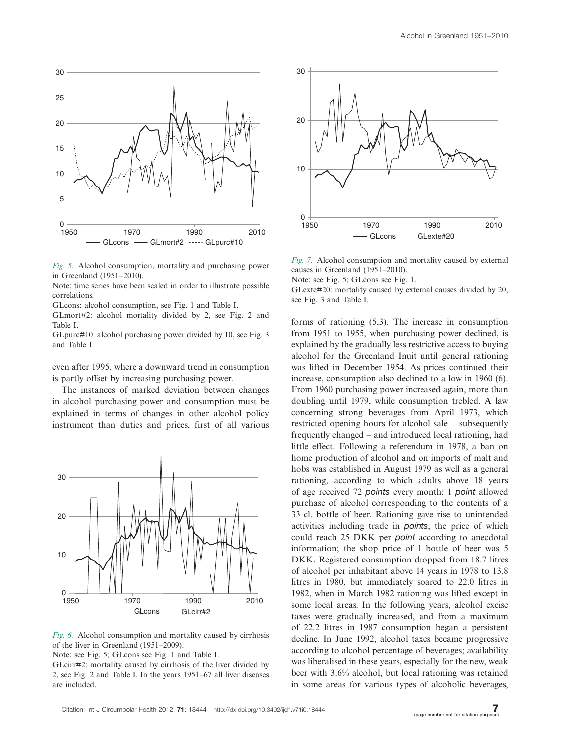*Fig. 5.* Alcohol consumption, mortality and purchasing power in Greenland (1951–2010).

Note: time series have been scaled in order to illustrate possible correlations.

GLcons: alcohol consumption, see Fig. 1 and Table I.

GLmort#2: alcohol mortality divided by 2, see Fig. 2 and Table I.

GLpurc#10: alcohol purchasing power divided by 10, see Fig. 3 and Table I.

even after 1995, where a downward trend in consumption is partly offset by increasing purchasing power.

The instances of marked deviation between changes in alcohol purchasing power and consumption must be explained in terms of changes in other alcohol policy instrument than duties and prices, first of all various forms of rationing (5,3). The increase in consumption from 1951 to 1955, when purchasing power declined, is explained by the gradually less restrictive access to buying alcohol for the Greenland Inuit until general rationing was lifted in December 1954. As prices continued their increase, consumption also declined to a low in 1960 (6). From 1960 purchasing power increased again, more than doubling until 1979, while consumption trebled. A law concerning strong beverages from April 1973, which restricted opening hours for alcohol sale – subsequently frequently changed – and introduced local rationing, had little effect. Following a referendum in 1978, a ban on home production of alcohol and on imports of malt and hobs was established in August 1979 as well as a general rationing, according to which adults above 18 years of age received 72 *points* every month; 1 *point* allowed purchase of alcohol corresponding to the contents of a 33 cl. bottle of beer. Rationing gave rise to unintended activities including trade in *points*, the price of which could reach 25 DKK per *point* according to anecdotal information; the shop price of 1 bottle of beer was 5 DKK. Registered consumption dropped from 18.7 litres of alcohol per inhabitant above 14 years in 1978 to 13.8 litres in 1980, but immediately soared to 22.0 litres in 1982, when in March 1982 rationing was lifted except in some local areas. In the following years, alcohol excise taxes were gradually increased, and from a maximum of 22.2 litres in 1987 consumption began a persistent decline. In June 1992, alcohol taxes became progressive according to alcohol percentage of beverages; availability was liberalised in these years, especially for the new, weak beer with 3.6% alcohol, but local rationing was retained in some areas for various types of alcoholic beverages,

*Fig. 6.* Alcohol consumption and mortality caused by cirrhosis of the liver in Greenland (1951–2009).

Note: see Fig. 5; GLcons see Fig. 1 and Table I.

GLcirr#2: mortality caused by cirrhosis of the liver divided by 2, see Fig. 2 and Table I. In the years 1951–67 all liver diseases are included.

*Fig. 7.* Alcohol consumption and mortality caused by external causes in Greenland (1951–2010).

Note: see Fig. 5; GLcons see Fig. 1.

GLexte#20: mortality caused by external causes divided by 20, see Fig. 3 and Table I.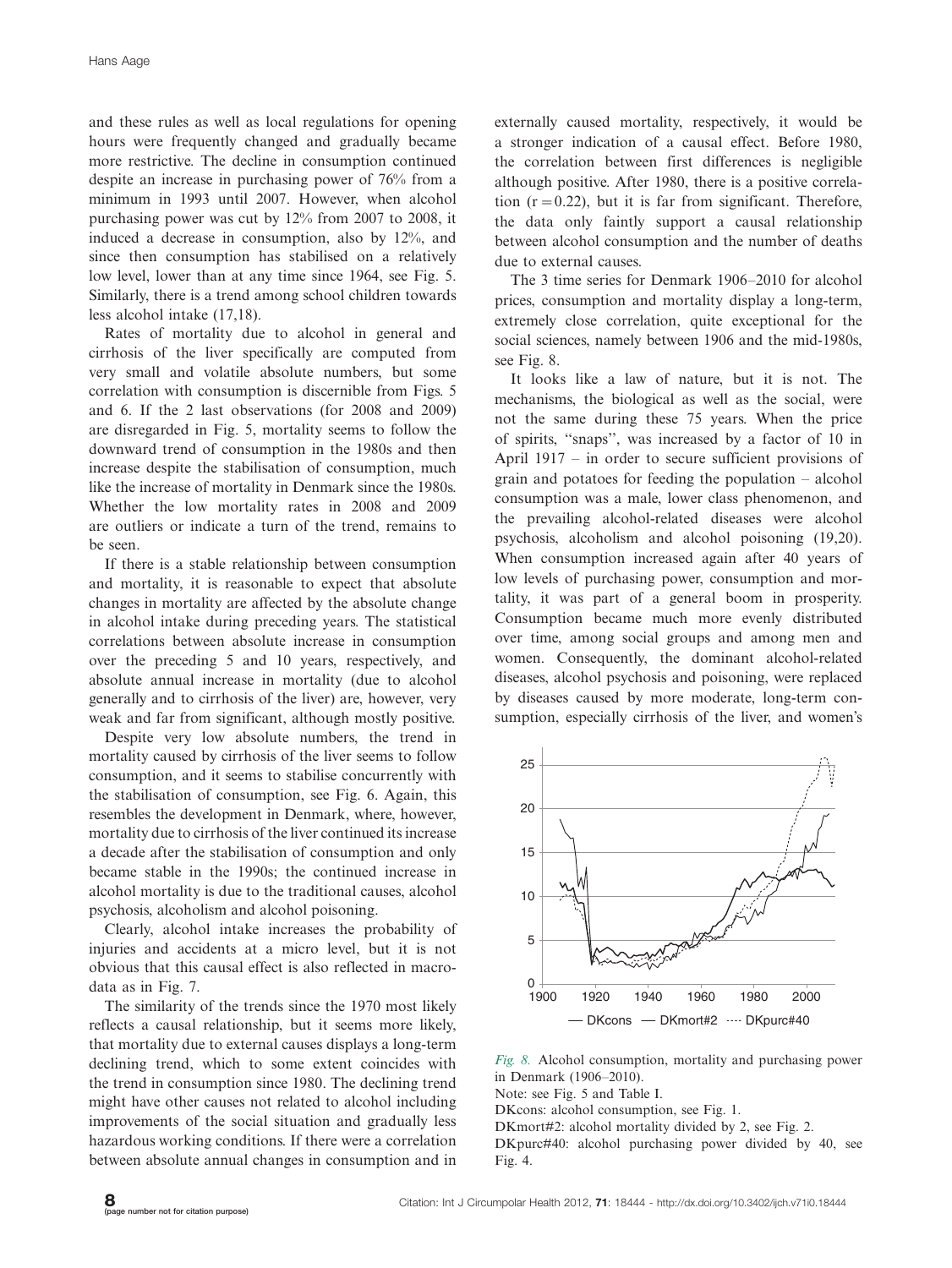and these rules as well as local regulations for opening hours were frequently changed and gradually became more restrictive. The decline in consumption continued despite an increase in purchasing power of 76% from a minimum in 1993 until 2007. However, when alcohol purchasing power was cut by 12% from 2007 to 2008, it induced a decrease in consumption, also by 12%, and since then consumption has stabilised on a relatively low level, lower than at any time since 1964, see Fig. 5. Similarly, there is a trend among school children towards less alcohol intake (17,18).

Rates of mortality due to alcohol in general and cirrhosis of the liver specifically are computed from very small and volatile absolute numbers, but some correlation with consumption is discernible from Figs. 5 and 6. If the 2 last observations (for 2008 and 2009) are disregarded in Fig. 5, mortality seems to follow the downward trend of consumption in the 1980s and then increase despite the stabilisation of consumption, much like the increase of mortality in Denmark since the 1980s. Whether the low mortality rates in 2008 and 2009 are outliers or indicate a turn of the trend, remains to be seen.

If there is a stable relationship between consumption and mortality, it is reasonable to expect that absolute changes in mortality are affected by the absolute change in alcohol intake during preceding years. The statistical correlations between absolute increase in consumption over the preceding 5 and 10 years, respectively, and absolute annual increase in mortality (due to alcohol generally and to cirrhosis of the liver) are, however, very weak and far from significant, although mostly positive.

Despite very low absolute numbers, the trend in mortality caused by cirrhosis of the liver seems to follow consumption, and it seems to stabilise concurrently with the stabilisation of consumption, see Fig. 6. Again, this resembles the development in Denmark, where, however, mortality due to cirrhosis of the liver continued its increase a decade after the stabilisation of consumption and only became stable in the 1990s; the continued increase in alcohol mortality is due to the traditional causes, alcohol psychosis, alcoholism and alcohol poisoning.

Clearly, alcohol intake increases the probability of injuries and accidents at a micro level, but it is not obvious that this causal effect is also reflected in macro-data as in Fig. 7.

The similarity of the trends since the 1970 most likely reflects a causal relationship, but it seems more likely, that mortality due to external causes displays a long-term declining trend, which to some extent coincides with the trend in consumption since 1980. The declining trend might have other causes not related to alcohol including improvements of the social situation and gradually less hazardous working conditions. If there were a correlation between absolute annual changes in consumption and in externally caused mortality, respectively, it would be a stronger indication of a causal effect. Before 1980, the correlation between first differences is negligible although positive. After 1980, there is a positive correlation ($r = 0.22$), but it is far from significant. Therefore, the data only faintly support a causal relationship between alcohol consumption and the number of deaths due to external causes.

The 3 time series for Denmark 1906–2010 for alcohol prices, consumption and mortality display a long-term, extremely close correlation, quite exceptional for the social sciences, namely between 1906 and the mid-1980s, see Fig. 8.

It looks like a law of nature, but it is not. The mechanisms, the biological as well as the social, were not the same during these 75 years. When the price of spirits, "snaps", was increased by a factor of 10 in April 1917 – in order to secure sufficient provisions of grain and potatoes for feeding the population – alcohol consumption was a male, lower class phenomenon, and the prevailing alcohol-related diseases were alcohol psychosis, alcoholism and alcohol poisoning (19,20). When consumption increased again after 40 years of low levels of purchasing power, consumption and mortality, it was part of a general boom in prosperity. Consumption became much more evenly distributed over time, among social groups and among men and women. Consequently, the dominant alcohol-related diseases, alcohol psychosis and poisoning, were replaced by diseases caused by more moderate, long-term consumption, especially cirrhosis of the liver, and women's

*Fig. 8.* Alcohol consumption, mortality and purchasing power in Denmark (1906–2010).

Note: see Fig. 5 and Table I.

DKcons: alcohol consumption, see Fig. 1.

DKmort#2: alcohol mortality divided by 2, see Fig. 2.

DKpurc#40: alcohol purchasing power divided by 40, see Fig. 4.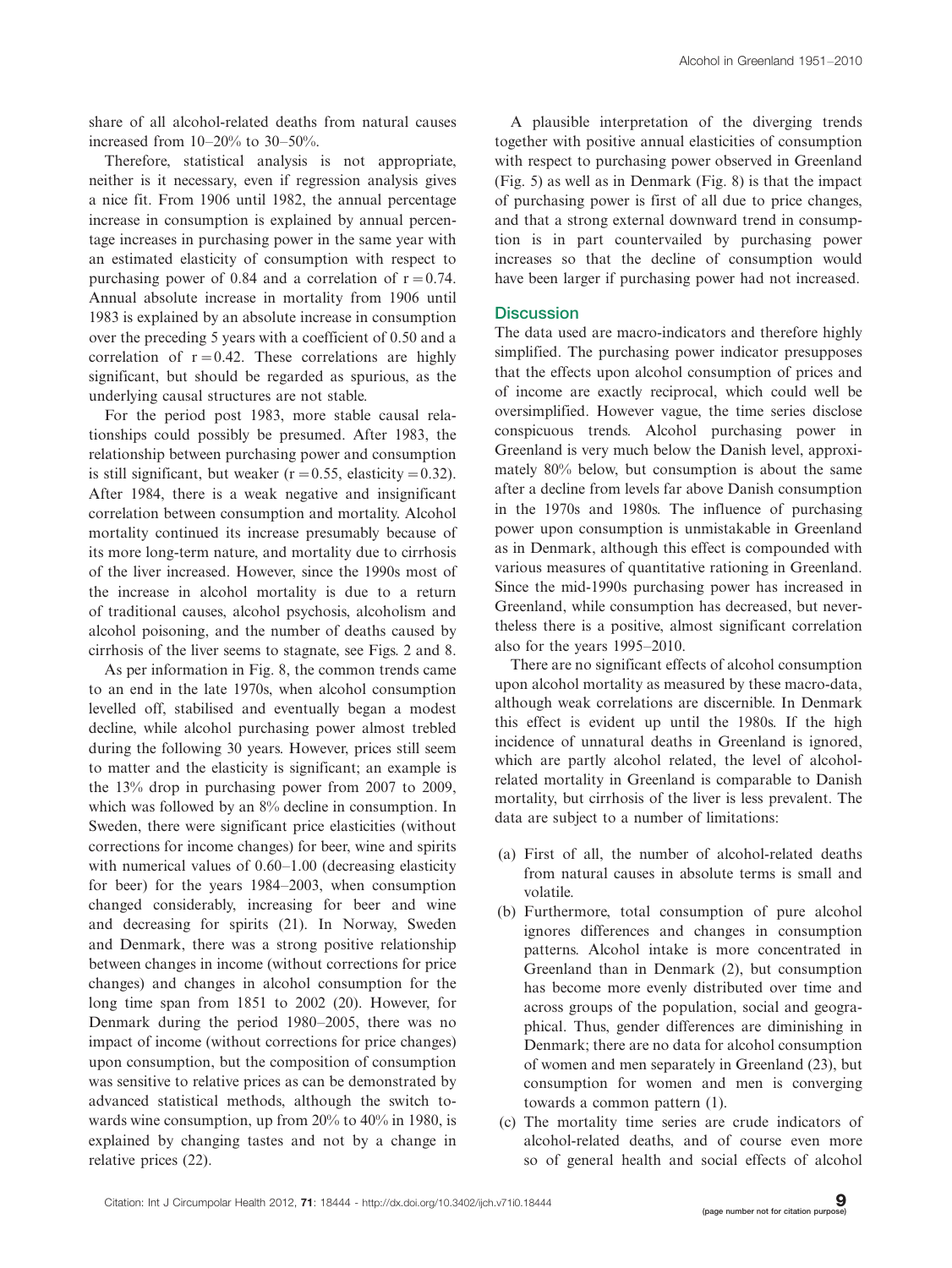share of all alcohol-related deaths from natural causes increased from 10–20% to 30–50%.

Therefore, statistical analysis is not appropriate, neither is it necessary, even if regression analysis gives a nice fit. From 1906 until 1982, the annual percentage increase in consumption is explained by annual percentage increases in purchasing power in the same year with an estimated elasticity of consumption with respect to purchasing power of 0.84 and a correlation of $r = 0.74$. Annual absolute increase in mortality from 1906 until 1983 is explained by an absolute increase in consumption over the preceding 5 years with a coefficient of 0.50 and a correlation of $r = 0.42$. These correlations are highly significant, but should be regarded as spurious, as the underlying causal structures are not stable.

For the period post 1983, more stable causal relationships could possibly be presumed. After 1983, the relationship between purchasing power and consumption is still significant, but weaker ($r = 0.55$, elasticity $= 0.32$). After 1984, there is a weak negative and insignificant correlation between consumption and mortality. Alcohol mortality continued its increase presumably because of its more long-term nature, and mortality due to cirrhosis of the liver increased. However, since the 1990s most of the increase in alcohol mortality is due to a return of traditional causes, alcohol psychosis, alcoholism and alcohol poisoning, and the number of deaths caused by cirrhosis of the liver seems to stagnate, see Figs. 2 and 8.

As per information in Fig. 8, the common trends came to an end in the late 1970s, when alcohol consumption levelled off, stabilised and eventually began a modest decline, while alcohol purchasing power almost trebled during the following 30 years. However, prices still seem to matter and the elasticity is significant; an example is the 13% drop in purchasing power from 2007 to 2009, which was followed by an 8% decline in consumption. In Sweden, there were significant price elasticities (without corrections for income changes) for beer, wine and spirits with numerical values of 0.60–1.00 (decreasing elasticity for beer) for the years 1984–2003, when consumption changed considerably, increasing for beer and wine and decreasing for spirits (21). In Norway, Sweden and Denmark, there was a strong positive relationship between changes in income (without corrections for price changes) and changes in alcohol consumption for the long time span from 1851 to 2002 (20). However, for Denmark during the period 1980–2005, there was no impact of income (without corrections for price changes) upon consumption, but the composition of consumption was sensitive to relative prices as can be demonstrated by advanced statistical methods, although the switch towards wine consumption, up from 20% to 40% in 1980, is explained by changing tastes and not by a change in relative prices (22).

A plausible interpretation of the diverging trends together with positive annual elasticities of consumption with respect to purchasing power observed in Greenland (Fig. 5) as well as in Denmark (Fig. 8) is that the impact of purchasing power is first of all due to price changes, and that a strong external downward trend in consumption is in part countervailed by purchasing power increases so that the decline of consumption would have been larger if purchasing power had not increased.

## Discussion

The data used are macro-indicators and therefore highly simplified. The purchasing power indicator presupposes that the effects upon alcohol consumption of prices and of income are exactly reciprocal, which could well be oversimplified. However vague, the time series disclose conspicuous trends. Alcohol purchasing power in Greenland is very much below the Danish level, approximately 80% below, but consumption is about the same after a decline from levels far above Danish consumption in the 1970s and 1980s. The influence of purchasing power upon consumption is unmistakable in Greenland as in Denmark, although this effect is compounded with various measures of quantitative rationing in Greenland. Since the mid-1990s purchasing power has increased in Greenland, while consumption has decreased, but nevertheless there is a positive, almost significant correlation also for the years 1995–2010.

There are no significant effects of alcohol consumption upon alcohol mortality as measured by these macro-data, although weak correlations are discernible. In Denmark this effect is evident up until the 1980s. If the high incidence of unnatural deaths in Greenland is ignored, which are partly alcohol related, the level of alcohol-related mortality in Greenland is comparable to Danish mortality, but cirrhosis of the liver is less prevalent. The data are subject to a number of limitations:

(a) First of all, the number of alcohol-related deaths from natural causes in absolute terms is small and volatile.

(b) Furthermore, total consumption of pure alcohol ignores differences and changes in consumption patterns. Alcohol intake is more concentrated in Greenland than in Denmark (2), but consumption has become more evenly distributed over time and across groups of the population, social and geographical. Thus, gender differences are diminishing in Denmark; there are no data for alcohol consumption of women and men separately in Greenland (23), but consumption for women and men is converging towards a common pattern (1).

(c) The mortality time series are crude indicators of alcohol-related deaths, and of course even more so of general health and social effects of alcohol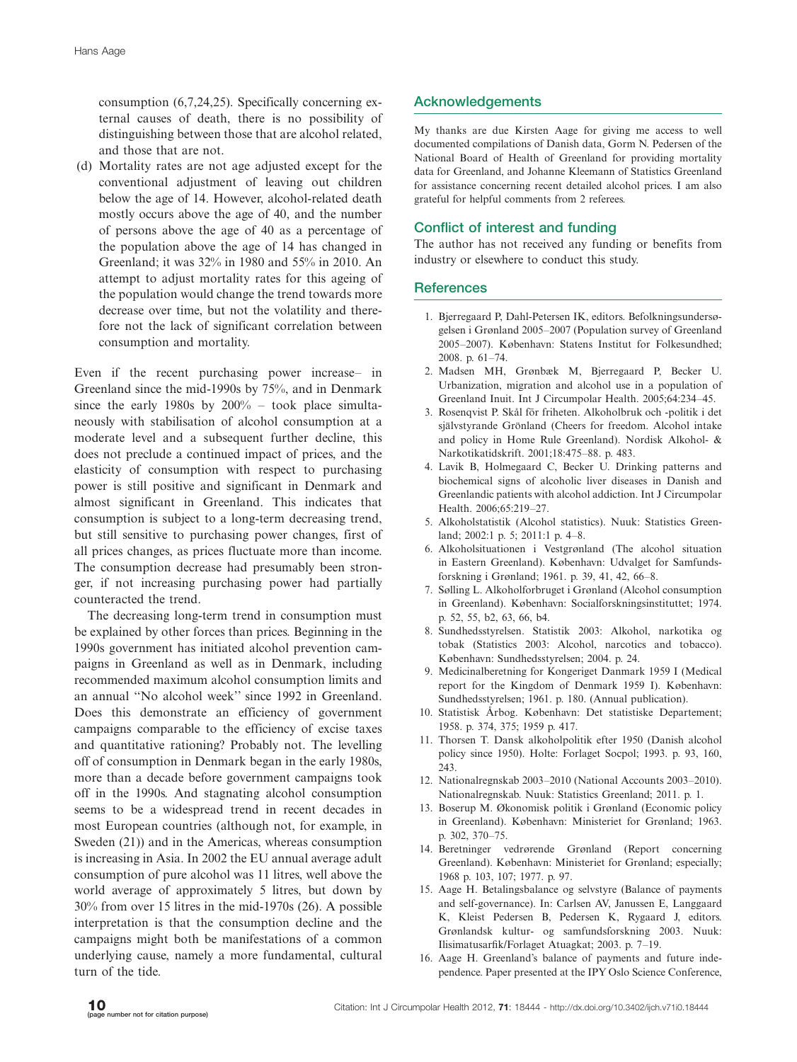consumption (6,7,24,25). Specifically concerning external causes of death, there is no possibility of distinguishing between those that are alcohol related, and those that are not.

(d) Mortality rates are not age adjusted except for the conventional adjustment of leaving out children below the age of 14. However, alcohol-related death mostly occurs above the age of 40, and the number of persons above the age of 40 as a percentage of the population above the age of 14 has changed in Greenland; it was 32% in 1980 and 55% in 2010. An attempt to adjust mortality rates for this ageing of the population would change the trend towards more decrease over time, but not the volatility and therefore not the lack of significant correlation between consumption and mortality.

Even if the recent purchasing power increase– in Greenland since the mid-1990s by 75%, and in Denmark since the early 1980s by 200% – took place simultaneously with stabilisation of alcohol consumption at a moderate level and a subsequent further decline, this does not preclude a continued impact of prices, and the elasticity of consumption with respect to purchasing power is still positive and significant in Denmark and almost significant in Greenland. This indicates that consumption is subject to a long-term decreasing trend, but still sensitive to purchasing power changes, first of all prices changes, as prices fluctuate more than income. The consumption decrease had presumably been stronger, if not increasing purchasing power had partially counteracted the trend.

The decreasing long-term trend in consumption must be explained by other forces than prices. Beginning in the 1990s government has initiated alcohol prevention campaigns in Greenland as well as in Denmark, including recommended maximum alcohol consumption limits and an annual ''No alcohol week'' since 1992 in Greenland. Does this demonstrate an efficiency of government campaigns comparable to the efficiency of excise taxes and quantitative rationing? Probably not. The levelling off of consumption in Denmark began in the early 1980s, more than a decade before government campaigns took off in the 1990s. And stagnating alcohol consumption seems to be a widespread trend in recent decades in most European countries (although not, for example, in Sweden (21)) and in the Americas, whereas consumption is increasing in Asia. In 2002 the EU annual average adult consumption of pure alcohol was 11 litres, well above the world average of approximately 5 litres, but down by 30% from over 15 litres in the mid-1970s (26). A possible interpretation is that the consumption decline and the campaigns might both be manifestations of a common underlying cause, namely a more fundamental, cultural turn of the tide.

## Acknowledgements

My thanks are due Kirsten Aage for giving me access to well documented compilations of Danish data, Gorm N. Pedersen of the National Board of Health of Greenland for providing mortality data for Greenland, and Johanne Kleemann of Statistics Greenland for assistance concerning recent detailed alcohol prices. I am also grateful for helpful comments from 2 referees.

## Conflict of interest and funding

The author has not received any funding or benefits from industry or elsewhere to conduct this study.

## References

1. Bjerregaard P, Dahl-Petersen IK, editors. Befolkningsundersøgelsen i Grønland 2005–2007 (Population survey of Greenland 2005–2007). København: Statens Institut for Folkesundhed; 2008. p. 61–74.
2. Madsen MH, Grønbæk M, Bjerregaard P, Becker U. Urbanization, migration and alcohol use in a population of Greenland Inuit. Int J Circumpolar Health. 2005;64:234–45.
3. Rosenqvist P. Skål för friheten. Alkoholbruk och -politik i det självstyrande Grönland (Cheers for freedom. Alcohol intake and policy in Home Rule Greenland). Nordisk Alkohol- & Narkotikatidskrift. 2001;18:475–88. p. 483.
4. Lavik B, Holmegaard C, Becker U. Drinking patterns and biochemical signs of alcoholic liver diseases in Danish and Greenlandic patients with alcohol addiction. Int J Circumpolar Health. 2006;65:219–27.
5. Alkoholstatistik (Alcohol statistics). Nuuk: Statistics Greenland; 2002:1 p. 5; 2011:1 p. 4–8.
6. Alkoholsituationen i Vestgrønland (The alcohol situation in Eastern Greenland). København: Udvalget for Samfundsforskning i Grønland; 1961. p. 39, 41, 42, 66–8.
7. Sølling L. Alkoholforbruget i Grønland (Alcohol consumption in Greenland). København: Socialforskningsinstituttet; 1974. p. 52, 55, b2, 63, 66, b4.
8. Sundhedsstyrelsen. Statistik 2003: Alkohol, narkotika og tobak (Statistics 2003: Alcohol, narcotics and tobacco). København: Sundhedsstyrelsen; 2004. p. 24.
9. Medicinalberetning for Kongeriget Danmark 1959 I (Medical report for the Kingdom of Denmark 1959 I). København: Sundhedsstyrelsen; 1961. p. 180. (Annual publication).
10. Statistisk Årbog. København: Det statistiske Departement; 1958. p. 374, 375; 1959 p. 417.
11. Thorsen T. Dansk alkoholpolitik efter 1950 (Danish alcohol policy since 1950). Holte: Forlaget Socpol; 1993. p. 93, 160, 243.
12. Nationalregnskab 2003–2010 (National Accounts 2003–2010). Nationalregnskab. Nuuk: Statistics Greenland; 2011. p. 1.
13. Boserup M. Økonomisk politik i Grønland (Economic policy in Greenland). København: Ministeriet for Grønland; 1963. p. 302, 370–75.
14. Beretninger vedrørende Grønland (Report concerning Greenland). København: Ministeriet for Grønland; especially; 1968 p. 103, 107; 1977. p. 97.
15. Aage H. Betalingsbalance og selvstyre (Balance of payments and self-governance). In: Carlsen AV, Janussen E, Langgaard K, Kleist Pedersen B, Pedersen K, Rygaard J, editors. Grønlandsk kultur- og samfundsforskning 2003. Nuuk: Ilisimatusarfik/Forlaget Atuagkat; 2003. p. 7–19.
16. Aage H. Greenland's balance of payments and future independence. Paper presented at the IPY Oslo Science Conference,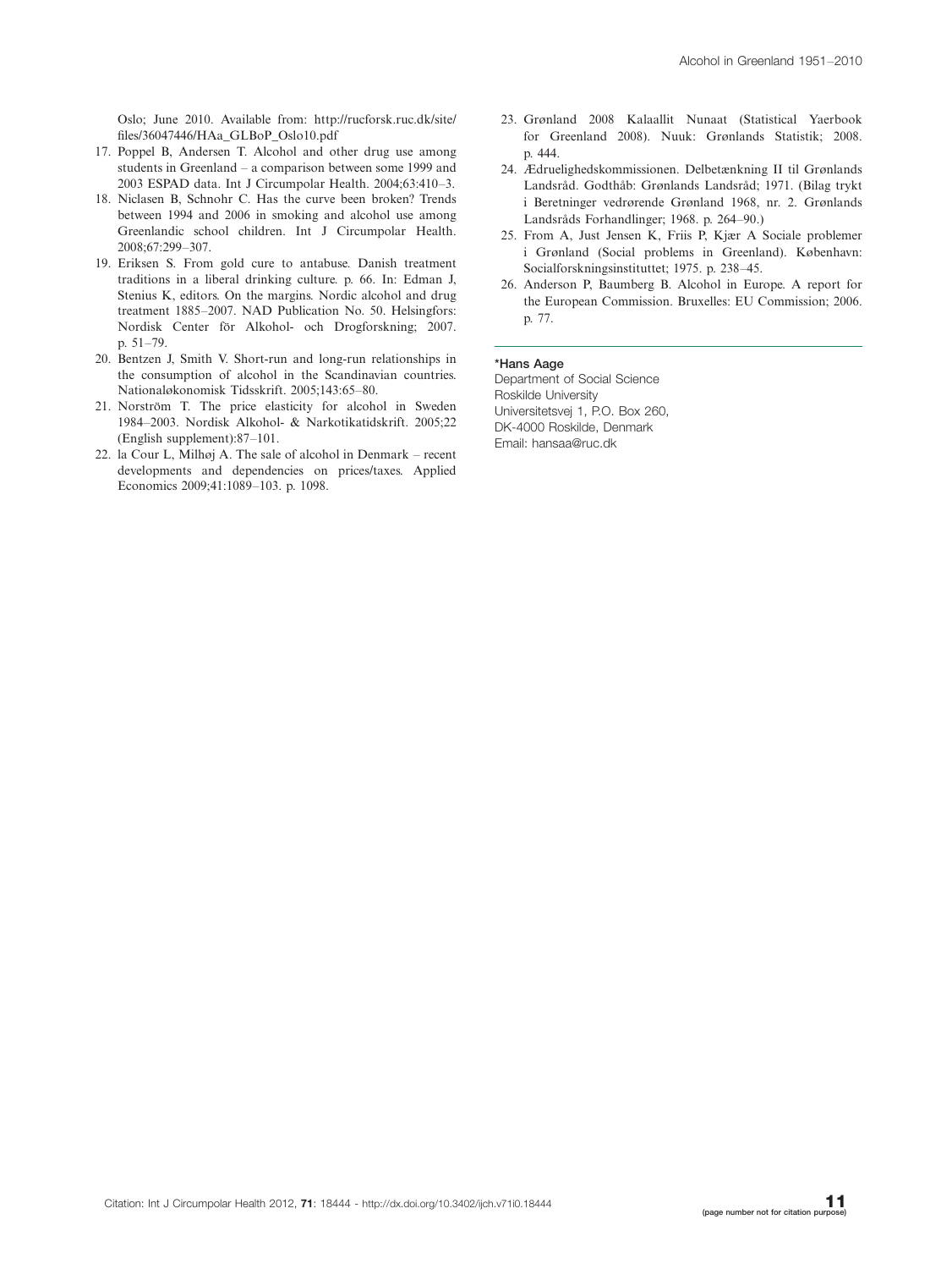Oslo; June 2010. Available from: http://rucforsk.ruc.dk/site/files/36047446/HAa_GLBoP_Oslo10.pdf

17. Poppel B, Andersen T. Alcohol and other drug use among students in Greenland – a comparison between some 1999 and 2003 ESPAD data. Int J Circumpolar Health. 2004;63:410–3.
18. Niclasen B, Schnohr C. Has the curve been broken? Trends between 1994 and 2006 in smoking and alcohol use among Greenlandic school children. Int J Circumpolar Health. 2008;67:299–307.
19. Eriksen S. From gold cure to antabuse. Danish treatment traditions in a liberal drinking culture. p. 66. In: Edman J, Stenius K, editors. On the margins. Nordic alcohol and drug treatment 1885–2007. NAD Publication No. 50. Helsingfors: Nordisk Center för Alkohol- och Drogforskning; 2007. p. 51–79.
20. Bentzen J, Smith V. Short-run and long-run relationships in the consumption of alcohol in the Scandinavian countries. Nationaløkonomisk Tidsskrift. 2005;143:65–80.
21. Norström T. The price elasticity for alcohol in Sweden 1984–2003. Nordisk Alkohol- & Narkotikatidskrift. 2005;22 (English supplement):87–101.
22. la Cour L, Milhøj A. The sale of alcohol in Denmark – recent developments and dependencies on prices/taxes. Applied Economics 2009;41:1089–103. p. 1098.
23. Grønland 2008 Kalaallit Nunaat (Statistical Yaerbook for Greenland 2008). Nuuk: Grønlands Statistik; 2008. p. 444.
24. Ædruelighedskommissionen. Delbetænkning II til Grønlands Landsråd. Godthåb: Grønlands Landsråd; 1971. (Bilag trykt i Beretninger vedrørende Grønland 1968, nr. 2. Grønlands Landsråds Forhandlinger; 1968. p. 264–90.)
25. From A, Just Jensen K, Friis P, Kjær A Sociale problemer i Grønland (Social problems in Greenland). København: Socialforskningsinstituttet; 1975. p. 238–45.
26. Anderson P, Baumberg B. Alcohol in Europe. A report for the European Commission. Bruxelles: EU Commission; 2006. p. 77.

---

**\*Hans Aage**
Department of Social Science
Roskilde University
Universitetsvej 1, P.O. Box 260,
DK-4000 Roskilde, Denmark
Email: hansaa@ruc.dk